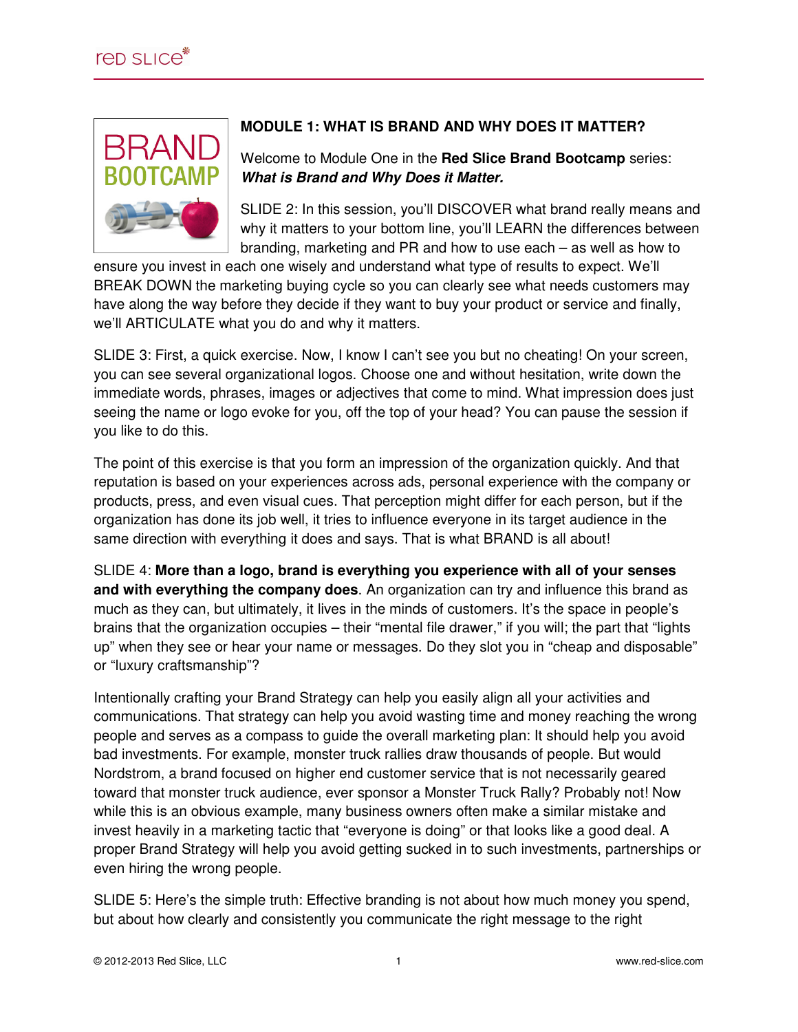## MODULE 1: WHAT IS BRAND AND WHY DOES IT MATTER?

Welcome to Module One in the **Red Slice Brand Bootcamp** series: ***What is Brand and Why Does it Matter.***

SLIDE 2: In this session, you'll DISCOVER what brand really means and why it matters to your bottom line, you'll LEARN the differences between branding, marketing and PR and how to use each – as well as how to ensure you invest in each one wisely and understand what type of results to expect. We'll BREAK DOWN the marketing buying cycle so you can clearly see what needs customers may have along the way before they decide if they want to buy your product or service and finally, we'll ARTICULATE what you do and why it matters.

SLIDE 3: First, a quick exercise. Now, I know I can't see you but no cheating! On your screen, you can see several organizational logos. Choose one and without hesitation, write down the immediate words, phrases, images or adjectives that come to mind. What impression does just seeing the name or logo evoke for you, off the top of your head? You can pause the session if you like to do this.

The point of this exercise is that you form an impression of the organization quickly. And that reputation is based on your experiences across ads, personal experience with the company or products, press, and even visual cues. That perception might differ for each person, but if the organization has done its job well, it tries to influence everyone in its target audience in the same direction with everything it does and says. That is what BRAND is all about!

SLIDE 4: **More than a logo, brand is everything you experience with all of your senses and with everything the company does**. An organization can try and influence this brand as much as they can, but ultimately, it lives in the minds of customers. It's the space in people's brains that the organization occupies – their "mental file drawer," if you will; the part that "lights up" when they see or hear your name or messages. Do they slot you in "cheap and disposable" or "luxury craftsmanship"?

Intentionally crafting your Brand Strategy can help you easily align all your activities and communications. That strategy can help you avoid wasting time and money reaching the wrong people and serves as a compass to guide the overall marketing plan: It should help you avoid bad investments. For example, monster truck rallies draw thousands of people. But would Nordstrom, a brand focused on higher end customer service that is not necessarily geared toward that monster truck audience, ever sponsor a Monster Truck Rally? Probably not! Now while this is an obvious example, many business owners often make a similar mistake and invest heavily in a marketing tactic that "everyone is doing" or that looks like a good deal. A proper Brand Strategy will help you avoid getting sucked in to such investments, partnerships or even hiring the wrong people.

SLIDE 5: Here's the simple truth: Effective branding is not about how much money you spend, but about how clearly and consistently you communicate the right message to the right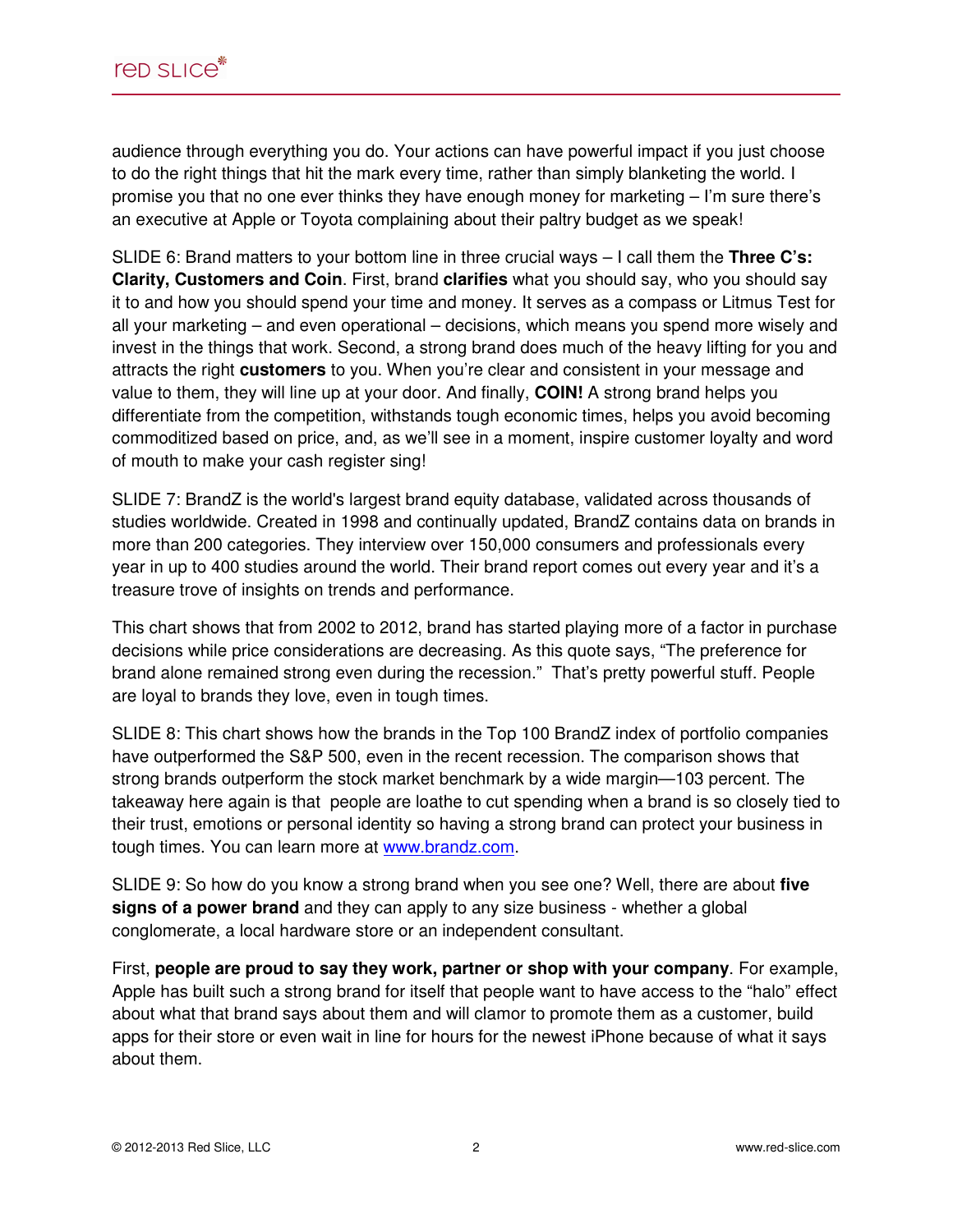audience through everything you do. Your actions can have powerful impact if you just choose to do the right things that hit the mark every time, rather than simply blanketing the world. I promise you that no one ever thinks they have enough money for marketing – I'm sure there's an executive at Apple or Toyota complaining about their paltry budget as we speak!

SLIDE 6: Brand matters to your bottom line in three crucial ways – I call them the **Three C's: Clarity, Customers and Coin**. First, brand **clarifies** what you should say, who you should say it to and how you should spend your time and money. It serves as a compass or Litmus Test for all your marketing – and even operational – decisions, which means you spend more wisely and invest in the things that work. Second, a strong brand does much of the heavy lifting for you and attracts the right **customers** to you. When you're clear and consistent in your message and value to them, they will line up at your door. And finally, **COIN!** A strong brand helps you differentiate from the competition, withstands tough economic times, helps you avoid becoming commoditized based on price, and, as we'll see in a moment, inspire customer loyalty and word of mouth to make your cash register sing!

SLIDE 7: BrandZ is the world's largest brand equity database, validated across thousands of studies worldwide. Created in 1998 and continually updated, BrandZ contains data on brands in more than 200 categories. They interview over 150,000 consumers and professionals every year in up to 400 studies around the world. Their brand report comes out every year and it's a treasure trove of insights on trends and performance.

This chart shows that from 2002 to 2012, brand has started playing more of a factor in purchase decisions while price considerations are decreasing. As this quote says, "The preference for brand alone remained strong even during the recession." That's pretty powerful stuff. People are loyal to brands they love, even in tough times.

SLIDE 8: This chart shows how the brands in the Top 100 BrandZ index of portfolio companies have outperformed the S&P 500, even in the recent recession. The comparison shows that strong brands outperform the stock market benchmark by a wide margin—103 percent. The takeaway here again is that people are loathe to cut spending when a brand is so closely tied to their trust, emotions or personal identity so having a strong brand can protect your business in tough times. You can learn more at [www.brandz.com](http://www.brandz.com).

SLIDE 9: So how do you know a strong brand when you see one? Well, there are about **five signs of a power brand** and they can apply to any size business - whether a global conglomerate, a local hardware store or an independent consultant.

First, **people are proud to say they work, partner or shop with your company**. For example, Apple has built such a strong brand for itself that people want to have access to the "halo" effect about what that brand says about them and will clamor to promote them as a customer, build apps for their store or even wait in line for hours for the newest iPhone because of what it says about them.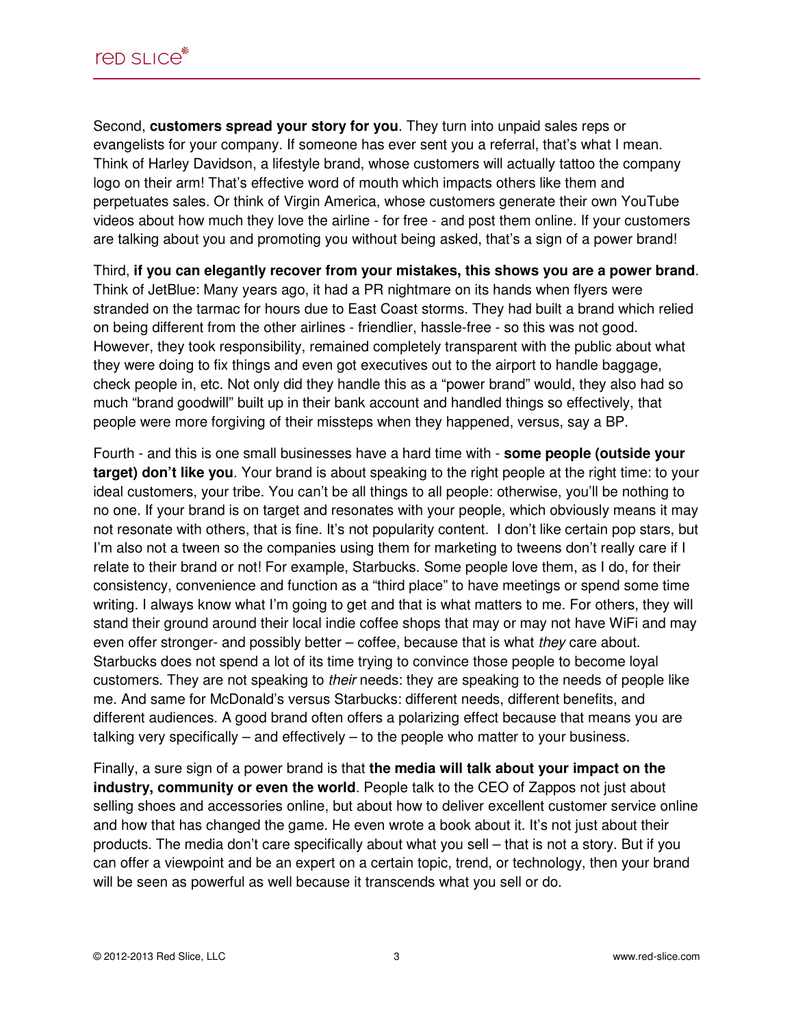Second, **customers spread your story for you**. They turn into unpaid sales reps or evangelists for your company. If someone has ever sent you a referral, that's what I mean. Think of Harley Davidson, a lifestyle brand, whose customers will actually tattoo the company logo on their arm! That's effective word of mouth which impacts others like them and perpetuates sales. Or think of Virgin America, whose customers generate their own YouTube videos about how much they love the airline - for free - and post them online. If your customers are talking about you and promoting you without being asked, that's a sign of a power brand!

Third, **if you can elegantly recover from your mistakes, this shows you are a power brand**. Think of JetBlue: Many years ago, it had a PR nightmare on its hands when flyers were stranded on the tarmac for hours due to East Coast storms. They had built a brand which relied on being different from the other airlines - friendlier, hassle-free - so this was not good. However, they took responsibility, remained completely transparent with the public about what they were doing to fix things and even got executives out to the airport to handle baggage, check people in, etc. Not only did they handle this as a "power brand" would, they also had so much "brand goodwill" built up in their bank account and handled things so effectively, that people were more forgiving of their missteps when they happened, versus, say a BP.

Fourth - and this is one small businesses have a hard time with - **some people (outside your target) don't like you**. Your brand is about speaking to the right people at the right time: to your ideal customers, your tribe. You can't be all things to all people: otherwise, you'll be nothing to no one. If your brand is on target and resonates with your people, which obviously means it may not resonate with others, that is fine. It's not popularity content. I don't like certain pop stars, but I'm also not a tween so the companies using them for marketing to tweens don't really care if I relate to their brand or not! For example, Starbucks. Some people love them, as I do, for their consistency, convenience and function as a "third place" to have meetings or spend some time writing. I always know what I'm going to get and that is what matters to me. For others, they will stand their ground around their local indie coffee shops that may or may not have WiFi and may even offer stronger- and possibly better – coffee, because that is what *they* care about. Starbucks does not spend a lot of its time trying to convince those people to become loyal customers. They are not speaking to *their* needs: they are speaking to the needs of people like me. And same for McDonald's versus Starbucks: different needs, different benefits, and different audiences. A good brand often offers a polarizing effect because that means you are talking very specifically – and effectively – to the people who matter to your business.

Finally, a sure sign of a power brand is that **the media will talk about your impact on the industry, community or even the world**. People talk to the CEO of Zappos not just about selling shoes and accessories online, but about how to deliver excellent customer service online and how that has changed the game. He even wrote a book about it. It's not just about their products. The media don't care specifically about what you sell – that is not a story. But if you can offer a viewpoint and be an expert on a certain topic, trend, or technology, then your brand will be seen as powerful as well because it transcends what you sell or do.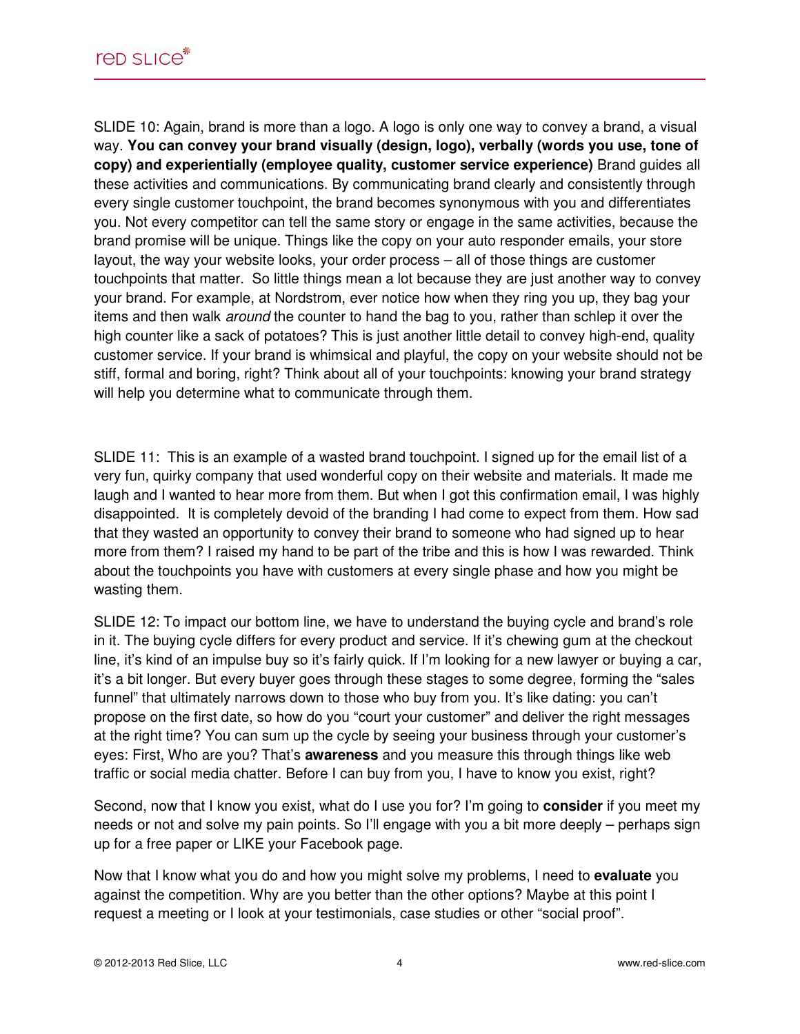SLIDE 10: Again, brand is more than a logo. A logo is only one way to convey a brand, a visual way. **You can convey your brand visually (design, logo), verbally (words you use, tone of copy) and experientially (employee quality, customer service experience)** Brand guides all these activities and communications. By communicating brand clearly and consistently through every single customer touchpoint, the brand becomes synonymous with you and differentiates you. Not every competitor can tell the same story or engage in the same activities, because the brand promise will be unique. Things like the copy on your auto responder emails, your store layout, the way your website looks, your order process – all of those things are customer touchpoints that matter. So little things mean a lot because they are just another way to convey your brand. For example, at Nordstrom, ever notice how when they ring you up, they bag your items and then walk *around* the counter to hand the bag to you, rather than schlep it over the high counter like a sack of potatoes? This is just another little detail to convey high-end, quality customer service. If your brand is whimsical and playful, the copy on your website should not be stiff, formal and boring, right? Think about all of your touchpoints: knowing your brand strategy will help you determine what to communicate through them.

SLIDE 11: This is an example of a wasted brand touchpoint. I signed up for the email list of a very fun, quirky company that used wonderful copy on their website and materials. It made me laugh and I wanted to hear more from them. But when I got this confirmation email, I was highly disappointed. It is completely devoid of the branding I had come to expect from them. How sad that they wasted an opportunity to convey their brand to someone who had signed up to hear more from them? I raised my hand to be part of the tribe and this is how I was rewarded. Think about the touchpoints you have with customers at every single phase and how you might be wasting them.

SLIDE 12: To impact our bottom line, we have to understand the buying cycle and brand's role in it. The buying cycle differs for every product and service. If it's chewing gum at the checkout line, it's kind of an impulse buy so it's fairly quick. If I'm looking for a new lawyer or buying a car, it's a bit longer. But every buyer goes through these stages to some degree, forming the "sales funnel" that ultimately narrows down to those who buy from you. It's like dating: you can't propose on the first date, so how do you "court your customer" and deliver the right messages at the right time? You can sum up the cycle by seeing your business through your customer's eyes: First, Who are you? That's **awareness** and you measure this through things like web traffic or social media chatter. Before I can buy from you, I have to know you exist, right?

Second, now that I know you exist, what do I use you for? I'm going to **consider** if you meet my needs or not and solve my pain points. So I'll engage with you a bit more deeply – perhaps sign up for a free paper or LIKE your Facebook page.

Now that I know what you do and how you might solve my problems, I need to **evaluate** you against the competition. Why are you better than the other options? Maybe at this point I request a meeting or I look at your testimonials, case studies or other "social proof".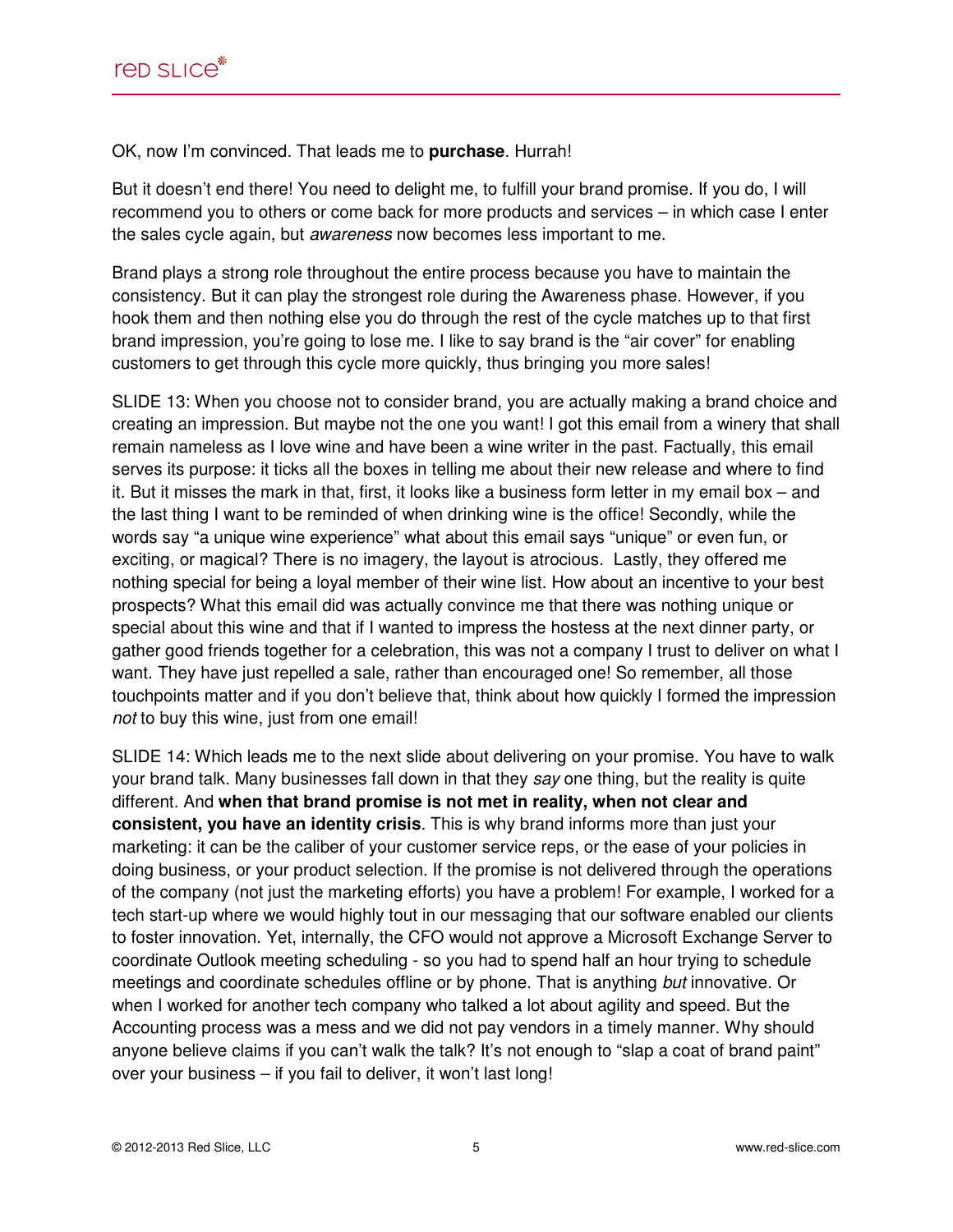OK, now I'm convinced. That leads me to **purchase**. Hurrah!

But it doesn't end there! You need to delight me, to fulfill your brand promise. If you do, I will recommend you to others or come back for more products and services – in which case I enter the sales cycle again, but *awareness* now becomes less important to me.

Brand plays a strong role throughout the entire process because you have to maintain the consistency. But it can play the strongest role during the Awareness phase. However, if you hook them and then nothing else you do through the rest of the cycle matches up to that first brand impression, you're going to lose me. I like to say brand is the "air cover" for enabling customers to get through this cycle more quickly, thus bringing you more sales!

SLIDE 13: When you choose not to consider brand, you are actually making a brand choice and creating an impression. But maybe not the one you want! I got this email from a winery that shall remain nameless as I love wine and have been a wine writer in the past. Factually, this email serves its purpose: it ticks all the boxes in telling me about their new release and where to find it. But it misses the mark in that, first, it looks like a business form letter in my email box – and the last thing I want to be reminded of when drinking wine is the office! Secondly, while the words say "a unique wine experience" what about this email says "unique" or even fun, or exciting, or magical? There is no imagery, the layout is atrocious.  Lastly, they offered me nothing special for being a loyal member of their wine list. How about an incentive to your best prospects? What this email did was actually convince me that there was nothing unique or special about this wine and that if I wanted to impress the hostess at the next dinner party, or gather good friends together for a celebration, this was not a company I trust to deliver on what I want. They have just repelled a sale, rather than encouraged one! So remember, all those touchpoints matter and if you don't believe that, think about how quickly I formed the impression *not* to buy this wine, just from one email!

SLIDE 14: Which leads me to the next slide about delivering on your promise. You have to walk your brand talk. Many businesses fall down in that they *say* one thing, but the reality is quite different. And **when that brand promise is not met in reality, when not clear and consistent, you have an identity crisis**. This is why brand informs more than just your marketing: it can be the caliber of your customer service reps, or the ease of your policies in doing business, or your product selection. If the promise is not delivered through the operations of the company (not just the marketing efforts) you have a problem! For example, I worked for a tech start-up where we would highly tout in our messaging that our software enabled our clients to foster innovation. Yet, internally, the CFO would not approve a Microsoft Exchange Server to coordinate Outlook meeting scheduling - so you had to spend half an hour trying to schedule meetings and coordinate schedules offline or by phone. That is anything *but* innovative. Or when I worked for another tech company who talked a lot about agility and speed. But the Accounting process was a mess and we did not pay vendors in a timely manner. Why should anyone believe claims if you can't walk the talk? It's not enough to "slap a coat of brand paint" over your business – if you fail to deliver, it won't last long!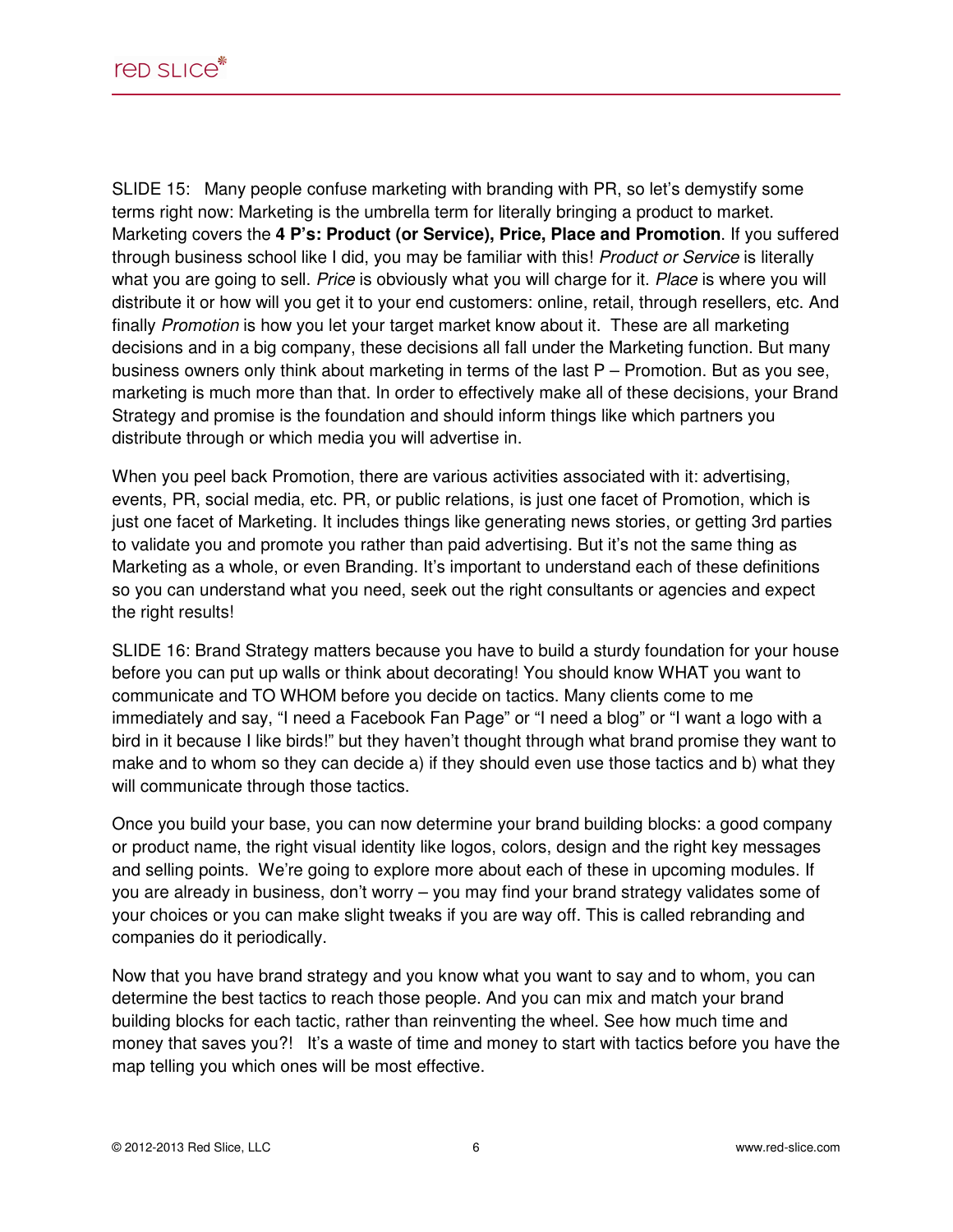SLIDE 15: Many people confuse marketing with branding with PR, so let's demystify some terms right now: Marketing is the umbrella term for literally bringing a product to market. Marketing covers the **4 P's: Product (or Service), Price, Place and Promotion**. If you suffered through business school like I did, you may be familiar with this! *Product or Service* is literally what you are going to sell. *Price* is obviously what you will charge for it. *Place* is where you will distribute it or how will you get it to your end customers: online, retail, through resellers, etc. And finally *Promotion* is how you let your target market know about it. These are all marketing decisions and in a big company, these decisions all fall under the Marketing function. But many business owners only think about marketing in terms of the last P – Promotion. But as you see, marketing is much more than that. In order to effectively make all of these decisions, your Brand Strategy and promise is the foundation and should inform things like which partners you distribute through or which media you will advertise in.

When you peel back Promotion, there are various activities associated with it: advertising, events, PR, social media, etc. PR, or public relations, is just one facet of Promotion, which is just one facet of Marketing. It includes things like generating news stories, or getting 3rd parties to validate you and promote you rather than paid advertising. But it's not the same thing as Marketing as a whole, or even Branding. It's important to understand each of these definitions so you can understand what you need, seek out the right consultants or agencies and expect the right results!

SLIDE 16: Brand Strategy matters because you have to build a sturdy foundation for your house before you can put up walls or think about decorating! You should know WHAT you want to communicate and TO WHOM before you decide on tactics. Many clients come to me immediately and say, "I need a Facebook Fan Page" or "I need a blog" or "I want a logo with a bird in it because I like birds!" but they haven't thought through what brand promise they want to make and to whom so they can decide a) if they should even use those tactics and b) what they will communicate through those tactics.

Once you build your base, you can now determine your brand building blocks: a good company or product name, the right visual identity like logos, colors, design and the right key messages and selling points. We're going to explore more about each of these in upcoming modules. If you are already in business, don't worry – you may find your brand strategy validates some of your choices or you can make slight tweaks if you are way off. This is called rebranding and companies do it periodically.

Now that you have brand strategy and you know what you want to say and to whom, you can determine the best tactics to reach those people. And you can mix and match your brand building blocks for each tactic, rather than reinventing the wheel. See how much time and money that saves you?! It's a waste of time and money to start with tactics before you have the map telling you which ones will be most effective.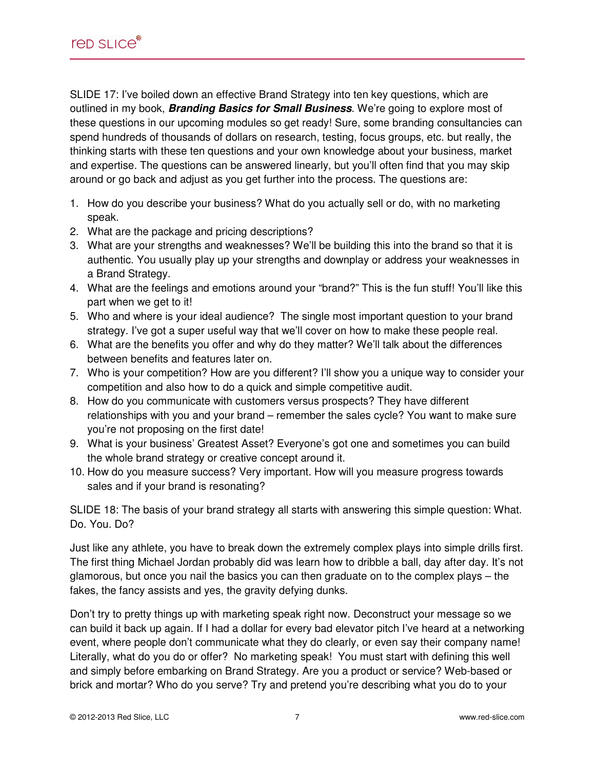SLIDE 17: I've boiled down an effective Brand Strategy into ten key questions, which are outlined in my book, ***Branding Basics for Small Business***. We're going to explore most of these questions in our upcoming modules so get ready! Sure, some branding consultancies can spend hundreds of thousands of dollars on research, testing, focus groups, etc. but really, the thinking starts with these ten questions and your own knowledge about your business, market and expertise. The questions can be answered linearly, but you'll often find that you may skip around or go back and adjust as you get further into the process. The questions are:

1. How do you describe your business? What do you actually sell or do, with no marketing speak.
2. What are the package and pricing descriptions?
3. What are your strengths and weaknesses? We'll be building this into the brand so that it is authentic. You usually play up your strengths and downplay or address your weaknesses in a Brand Strategy.
4. What are the feelings and emotions around your "brand?" This is the fun stuff! You'll like this part when we get to it!
5. Who and where is your ideal audience? The single most important question to your brand strategy. I've got a super useful way that we'll cover on how to make these people real.
6. What are the benefits you offer and why do they matter? We'll talk about the differences between benefits and features later on.
7. Who is your competition? How are you different? I'll show you a unique way to consider your competition and also how to do a quick and simple competitive audit.
8. How do you communicate with customers versus prospects? They have different relationships with you and your brand – remember the sales cycle? You want to make sure you're not proposing on the first date!
9. What is your business' Greatest Asset? Everyone's got one and sometimes you can build the whole brand strategy or creative concept around it.
10. How do you measure success? Very important. How will you measure progress towards sales and if your brand is resonating?

SLIDE 18: The basis of your brand strategy all starts with answering this simple question: What. Do. You. Do?

Just like any athlete, you have to break down the extremely complex plays into simple drills first. The first thing Michael Jordan probably did was learn how to dribble a ball, day after day. It's not glamorous, but once you nail the basics you can then graduate on to the complex plays – the fakes, the fancy assists and yes, the gravity defying dunks.

Don't try to pretty things up with marketing speak right now. Deconstruct your message so we can build it back up again. If I had a dollar for every bad elevator pitch I've heard at a networking event, where people don't communicate what they do clearly, or even say their company name! Literally, what do you do or offer? No marketing speak! You must start with defining this well and simply before embarking on Brand Strategy. Are you a product or service? Web-based or brick and mortar? Who do you serve? Try and pretend you're describing what you do to your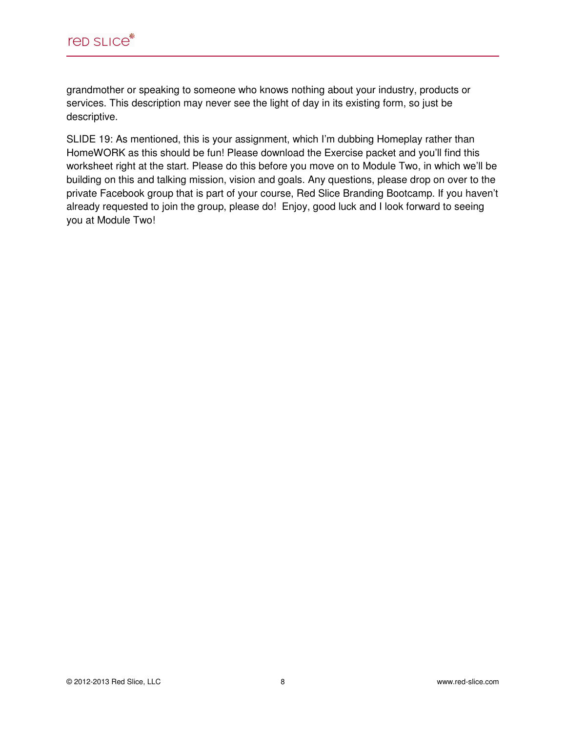grandmother or speaking to someone who knows nothing about your industry, products or services. This description may never see the light of day in its existing form, so just be descriptive.

SLIDE 19: As mentioned, this is your assignment, which I'm dubbing Homeplay rather than HomeWORK as this should be fun! Please download the Exercise packet and you'll find this worksheet right at the start. Please do this before you move on to Module Two, in which we'll be building on this and talking mission, vision and goals. Any questions, please drop on over to the private Facebook group that is part of your course, Red Slice Branding Bootcamp. If you haven't already requested to join the group, please do!  Enjoy, good luck and I look forward to seeing you at Module Two!